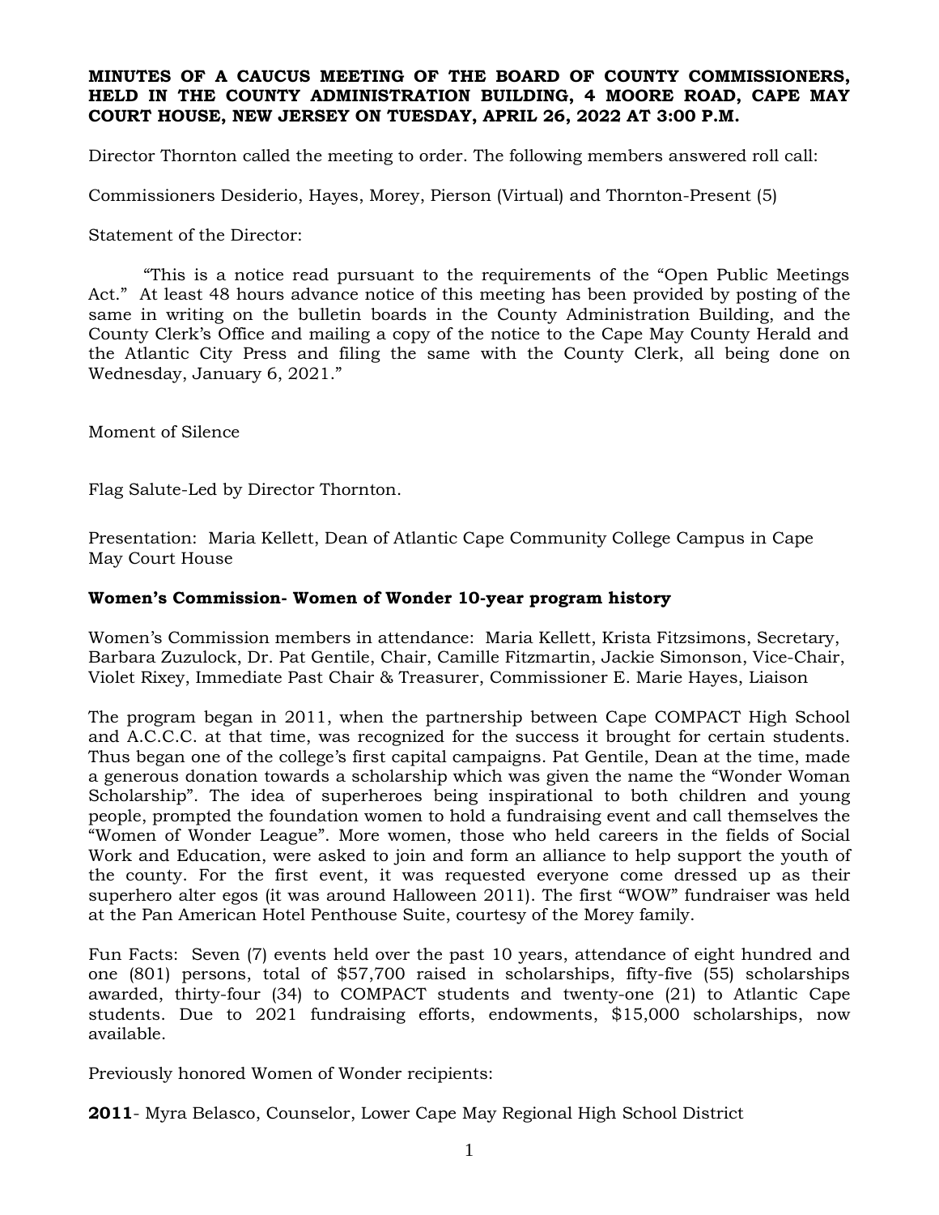**MINUTES OF A CAUCUS MEETING OF THE BOARD OF COUNTY COMMISSIONERS, HELD IN THE COUNTY ADMINISTRATION BUILDING, 4 MOORE ROAD, CAPE MAY COURT HOUSE, NEW JERSEY ON TUESDAY, APRIL 26, 2022 AT 3:00 P.M.**

Director Thornton called the meeting to order. The following members answered roll call:

Commissioners Desiderio, Hayes, Morey, Pierson (Virtual) and Thornton-Present (5)

Statement of the Director:

"This is a notice read pursuant to the requirements of the "Open Public Meetings Act." At least 48 hours advance notice of this meeting has been provided by posting of the same in writing on the bulletin boards in the County Administration Building, and the County Clerk's Office and mailing a copy of the notice to the Cape May County Herald and the Atlantic City Press and filing the same with the County Clerk, all being done on Wednesday, January 6, 2021."

Moment of Silence

Flag Salute-Led by Director Thornton.

Presentation: Maria Kellett, Dean of Atlantic Cape Community College Campus in Cape May Court House

**Women's Commission- Women of Wonder 10-year program history**

Women's Commission members in attendance: Maria Kellett, Krista Fitzsimons, Secretary, Barbara Zuzulock, Dr. Pat Gentile, Chair, Camille Fitzmartin, Jackie Simonson, Vice-Chair, Violet Rixey, Immediate Past Chair & Treasurer, Commissioner E. Marie Hayes, Liaison

The program began in 2011, when the partnership between Cape COMPACT High School and A.C.C.C. at that time, was recognized for the success it brought for certain students. Thus began one of the college's first capital campaigns. Pat Gentile, Dean at the time, made a generous donation towards a scholarship which was given the name the "Wonder Woman Scholarship". The idea of superheroes being inspirational to both children and young people, prompted the foundation women to hold a fundraising event and call themselves the "Women of Wonder League". More women, those who held careers in the fields of Social Work and Education, were asked to join and form an alliance to help support the youth of the county. For the first event, it was requested everyone come dressed up as their superhero alter egos (it was around Halloween 2011). The first "WOW" fundraiser was held at the Pan American Hotel Penthouse Suite, courtesy of the Morey family.

Fun Facts: Seven (7) events held over the past 10 years, attendance of eight hundred and one (801) persons, total of $57,700 raised in scholarships, fifty-five (55) scholarships awarded, thirty-four (34) to COMPACT students and twenty-one (21) to Atlantic Cape students. Due to 2021 fundraising efforts, endowments, $15,000 scholarships, now available.

Previously honored Women of Wonder recipients:

**2011**- Myra Belasco, Counselor, Lower Cape May Regional High School District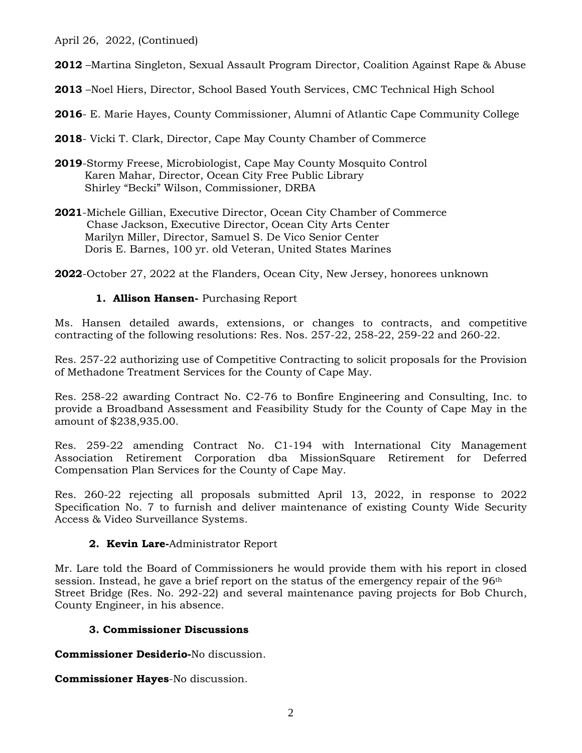April 26, 2022, (Continued)

**2012** –Martina Singleton, Sexual Assault Program Director, Coalition Against Rape & Abuse

**2013** –Noel Hiers, Director, School Based Youth Services, CMC Technical High School

**2016**- E. Marie Hayes, County Commissioner, Alumni of Atlantic Cape Community College

**2018**- Vicki T. Clark, Director, Cape May County Chamber of Commerce

**2019**-Stormy Freese, Microbiologist, Cape May County Mosquito Control
Karen Mahar, Director, Ocean City Free Public Library
Shirley "Becki" Wilson, Commissioner, DRBA

**2021**-Michele Gillian, Executive Director, Ocean City Chamber of Commerce
Chase Jackson, Executive Director, Ocean City Arts Center
Marilyn Miller, Director, Samuel S. De Vico Senior Center
Doris E. Barnes, 100 yr. old Veteran, United States Marines

**2022**-October 27, 2022 at the Flanders, Ocean City, New Jersey, honorees unknown

1. **Allison Hansen-** Purchasing Report

Ms. Hansen detailed awards, extensions, or changes to contracts, and competitive contracting of the following resolutions: Res. Nos. 257-22, 258-22, 259-22 and 260-22.

Res. 257-22 authorizing use of Competitive Contracting to solicit proposals for the Provision of Methadone Treatment Services for the County of Cape May.

Res. 258-22 awarding Contract No. C2-76 to Bonfire Engineering and Consulting, Inc. to provide a Broadband Assessment and Feasibility Study for the County of Cape May in the amount of $238,935.00.

Res. 259-22 amending Contract No. C1-194 with International City Management Association Retirement Corporation dba MissionSquare Retirement for Deferred Compensation Plan Services for the County of Cape May.

Res. 260-22 rejecting all proposals submitted April 13, 2022, in response to 2022 Specification No. 7 to furnish and deliver maintenance of existing County Wide Security Access & Video Surveillance Systems.

2. **Kevin Lare-**Administrator Report

Mr. Lare told the Board of Commissioners he would provide them with his report in closed session. Instead, he gave a brief report on the status of the emergency repair of the 96th Street Bridge (Res. No. 292-22) and several maintenance paving projects for Bob Church, County Engineer, in his absence.

3. **Commissioner Discussions**

**Commissioner Desiderio-**No discussion.

**Commissioner Hayes**-No discussion.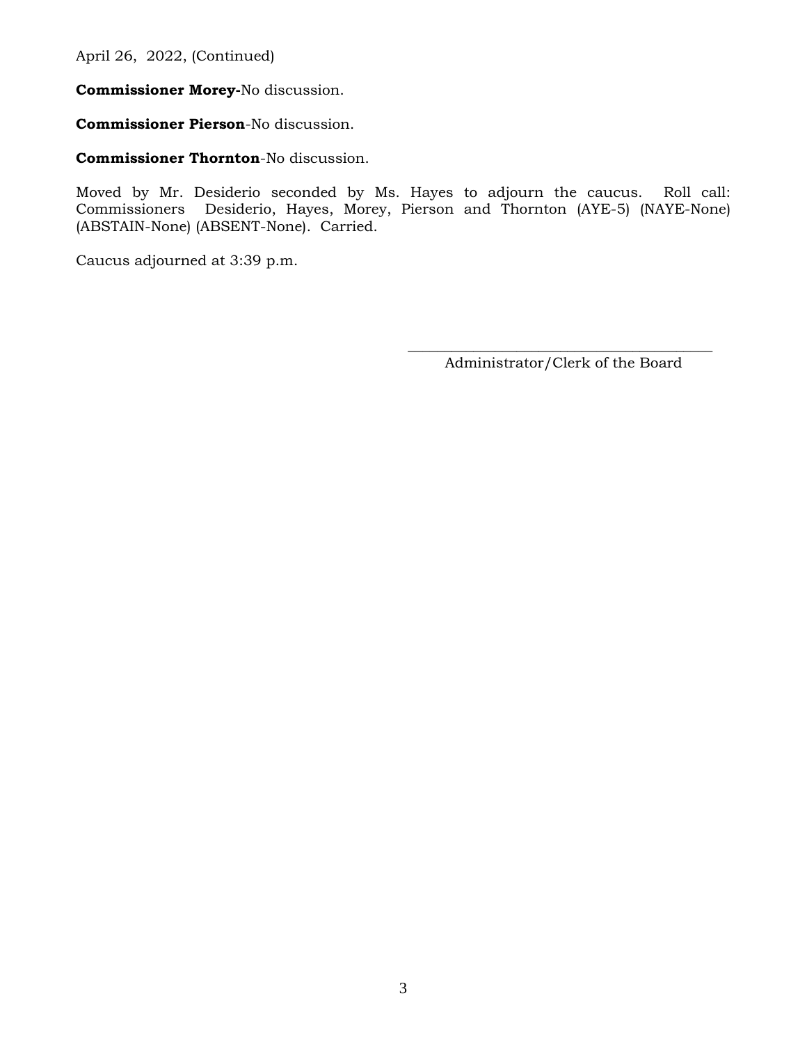April 26, 2022, (Continued)

**Commissioner Morey-**No discussion.

**Commissioner Pierson**-No discussion.

**Commissioner Thornton**-No discussion.

Moved by Mr. Desiderio seconded by Ms. Hayes to adjourn the caucus. Roll call: Commissioners Desiderio, Hayes, Morey, Pierson and Thornton (AYE-5) (NAYE-None) (ABSTAIN-None) (ABSENT-None). Carried.

Caucus adjourned at 3:39 p.m.

\_\_\_\_\_\_\_\_\_\_\_\_\_\_\_\_\_\_\_\_\_\_\_\_\_\_\_\_\_\_\_\_\_\_\_\_\_\_\_\_

Administrator/Clerk of the Board